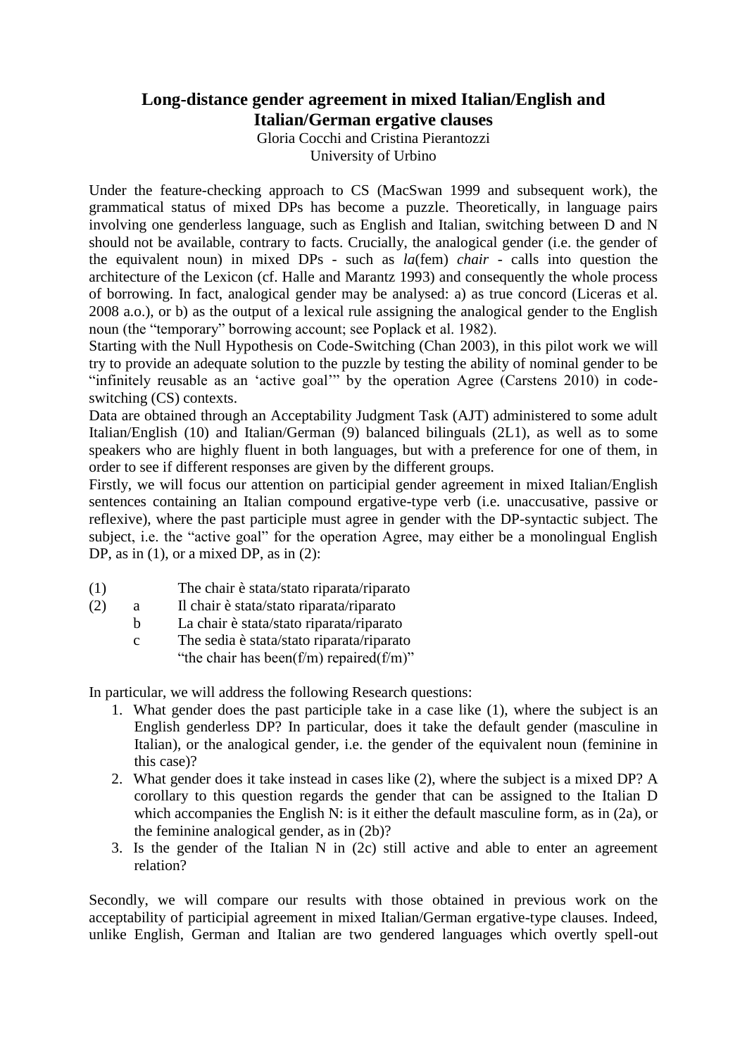# Long-distance gender agreement in mixed Italian/English and Italian/German ergative clauses

Gloria Cocchi and Cristina Pierantozzi
University of Urbino

Under the feature-checking approach to CS (MacSwan 1999 and subsequent work), the grammatical status of mixed DPs has become a puzzle. Theoretically, in language pairs involving one genderless language, such as English and Italian, switching between D and N should not be available, contrary to facts. Crucially, the analogical gender (i.e. the gender of the equivalent noun) in mixed DPs - such as *la*(fem) *chair* - calls into question the architecture of the Lexicon (cf. Halle and Marantz 1993) and consequently the whole process of borrowing. In fact, analogical gender may be analysed: a) as true concord (Liceras et al. 2008 a.o.), or b) as the output of a lexical rule assigning the analogical gender to the English noun (the "temporary" borrowing account; see Poplack et al. 1982).

Starting with the Null Hypothesis on Code-Switching (Chan 2003), in this pilot work we will try to provide an adequate solution to the puzzle by testing the ability of nominal gender to be "infinitely reusable as an 'active goal'" by the operation Agree (Carstens 2010) in code-switching (CS) contexts.

Data are obtained through an Acceptability Judgment Task (AJT) administered to some adult Italian/English (10) and Italian/German (9) balanced bilinguals (2L1), as well as to some speakers who are highly fluent in both languages, but with a preference for one of them, in order to see if different responses are given by the different groups.

Firstly, we will focus our attention on participial gender agreement in mixed Italian/English sentences containing an Italian compound ergative-type verb (i.e. unaccusative, passive or reflexive), where the past participle must agree in gender with the DP-syntactic subject. The subject, i.e. the "active goal" for the operation Agree, may either be a monolingual English DP, as in (1), or a mixed DP, as in (2):

(1) The chair è stata/stato riparata/riparato

(2) a Il chair è stata/stato riparata/riparato
  b La chair è stata/stato riparata/riparato
  c The sedia è stata/stato riparata/riparato
  "the chair has been(f/m) repaired(f/m)"

In particular, we will address the following Research questions:

1. What gender does the past participle take in a case like (1), where the subject is an English genderless DP? In particular, does it take the default gender (masculine in Italian), or the analogical gender, i.e. the gender of the equivalent noun (feminine in this case)?
2. What gender does it take instead in cases like (2), where the subject is a mixed DP? A corollary to this question regards the gender that can be assigned to the Italian D which accompanies the English N: is it either the default masculine form, as in (2a), or the feminine analogical gender, as in (2b)?
3. Is the gender of the Italian N in (2c) still active and able to enter an agreement relation?

Secondly, we will compare our results with those obtained in previous work on the acceptability of participial agreement in mixed Italian/German ergative-type clauses. Indeed, unlike English, German and Italian are two gendered languages which overtly spell-out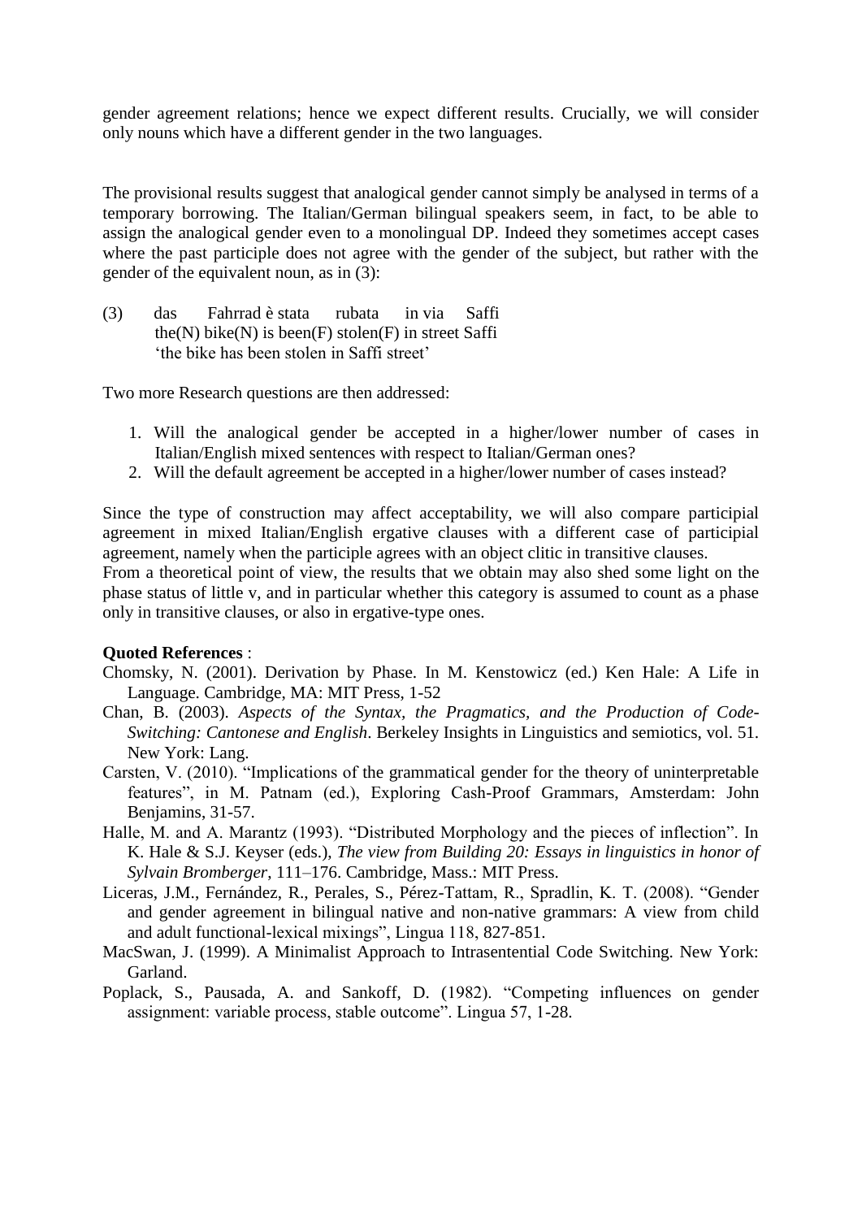gender agreement relations; hence we expect different results. Crucially, we will consider only nouns which have a different gender in the two languages.

The provisional results suggest that analogical gender cannot simply be analysed in terms of a temporary borrowing. The Italian/German bilingual speakers seem, in fact, to be able to assign the analogical gender even to a monolingual DP. Indeed they sometimes accept cases where the past participle does not agree with the gender of the subject, but rather with the gender of the equivalent noun, as in (3):

(3) das Fahrrad è stata rubata in via Saffi
the(N) bike(N) is been(F) stolen(F) in street Saffi
'the bike has been stolen in Saffi street'

Two more Research questions are then addressed:

1. Will the analogical gender be accepted in a higher/lower number of cases in Italian/English mixed sentences with respect to Italian/German ones?
2. Will the default agreement be accepted in a higher/lower number of cases instead?

Since the type of construction may affect acceptability, we will also compare participial agreement in mixed Italian/English ergative clauses with a different case of participial agreement, namely when the participle agrees with an object clitic in transitive clauses.
From a theoretical point of view, the results that we obtain may also shed some light on the phase status of little v, and in particular whether this category is assumed to count as a phase only in transitive clauses, or also in ergative-type ones.

**Quoted References** :

Chomsky, N. (2001). Derivation by Phase. In M. Kenstowicz (ed.) Ken Hale: A Life in Language. Cambridge, MA: MIT Press, 1-52

Chan, B. (2003). *Aspects of the Syntax, the Pragmatics, and the Production of Code-Switching: Cantonese and English*. Berkeley Insights in Linguistics and semiotics, vol. 51. New York: Lang.

Carsten, V. (2010). "Implications of the grammatical gender for the theory of uninterpretable features", in M. Patnam (ed.), Exploring Cash-Proof Grammars, Amsterdam: John Benjamins, 31-57.

Halle, M. and A. Marantz (1993). "Distributed Morphology and the pieces of inflection". In K. Hale & S.J. Keyser (eds.), *The view from Building 20: Essays in linguistics in honor of Sylvain Bromberger*, 111–176. Cambridge, Mass.: MIT Press.

Liceras, J.M., Fernández, R., Perales, S., Pérez-Tattam, R., Spradlin, K. T. (2008). "Gender and gender agreement in bilingual native and non-native grammars: A view from child and adult functional-lexical mixings", Lingua 118, 827-851.

MacSwan, J. (1999). A Minimalist Approach to Intrasentential Code Switching. New York: Garland.

Poplack, S., Pausada, A. and Sankoff, D. (1982). "Competing influences on gender assignment: variable process, stable outcome". Lingua 57, 1-28.